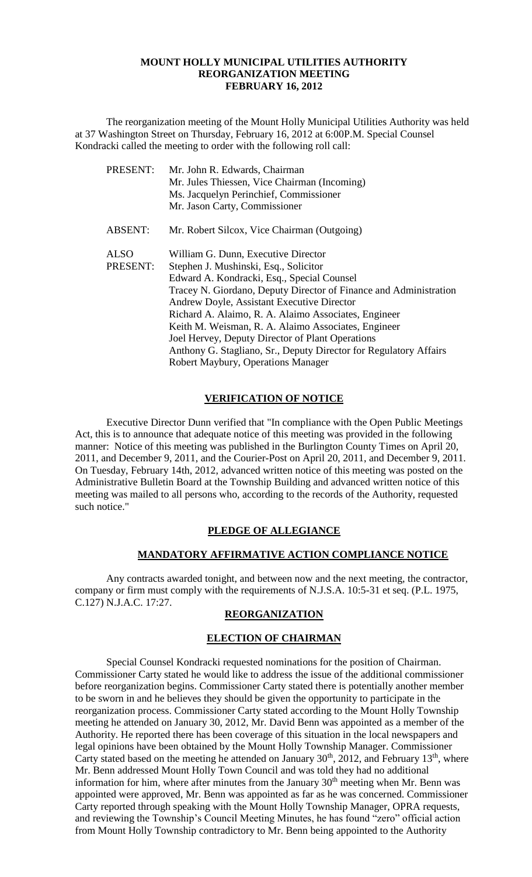# MOUNT HOLLY MUNICIPAL UTILITIES AUTHORITY
# REORGANIZATION MEETING
# FEBRUARY 16, 2012

The reorganization meeting of the Mount Holly Municipal Utilities Authority was held at 37 Washington Street on Thursday, February 16, 2012 at 6:00P.M. Special Counsel Kondracki called the meeting to order with the following roll call:

| | |
|---|---|
| PRESENT: | Mr. John R. Edwards, Chairman<br>Mr. Jules Thiessen, Vice Chairman (Incoming)<br>Ms. Jacquelyn Perinchief, Commissioner<br>Mr. Jason Carty, Commissioner |
| ABSENT: | Mr. Robert Silcox, Vice Chairman (Outgoing) |
| ALSO PRESENT: | William G. Dunn, Executive Director<br>Stephen J. Mushinski, Esq., Solicitor<br>Edward A. Kondracki, Esq., Special Counsel<br>Tracey N. Giordano, Deputy Director of Finance and Administration<br>Andrew Doyle, Assistant Executive Director<br>Richard A. Alaimo, R. A. Alaimo Associates, Engineer<br>Keith M. Weisman, R. A. Alaimo Associates, Engineer<br>Joel Hervey, Deputy Director of Plant Operations<br>Anthony G. Stagliano, Sr., Deputy Director for Regulatory Affairs<br>Robert Maybury, Operations Manager |

## VERIFICATION OF NOTICE

Executive Director Dunn verified that "In compliance with the Open Public Meetings Act, this is to announce that adequate notice of this meeting was provided in the following manner: Notice of this meeting was published in the Burlington County Times on April 20, 2011, and December 9, 2011, and the Courier-Post on April 20, 2011, and December 9, 2011. On Tuesday, February 14th, 2012, advanced written notice of this meeting was posted on the Administrative Bulletin Board at the Township Building and advanced written notice of this meeting was mailed to all persons who, according to the records of the Authority, requested such notice."

## PLEDGE OF ALLEGIANCE

## MANDATORY AFFIRMATIVE ACTION COMPLIANCE NOTICE

Any contracts awarded tonight, and between now and the next meeting, the contractor, company or firm must comply with the requirements of N.J.S.A. 10:5-31 et seq. (P.L. 1975, C.127) N.J.A.C. 17:27.

## REORGANIZATION

## ELECTION OF CHAIRMAN

Special Counsel Kondracki requested nominations for the position of Chairman. Commissioner Carty stated he would like to address the issue of the additional commissioner before reorganization begins. Commissioner Carty stated there is potentially another member to be sworn in and he believes they should be given the opportunity to participate in the reorganization process. Commissioner Carty stated according to the Mount Holly Township meeting he attended on January 30, 2012, Mr. David Benn was appointed as a member of the Authority. He reported there has been coverage of this situation in the local newspapers and legal opinions have been obtained by the Mount Holly Township Manager. Commissioner Carty stated based on the meeting he attended on January 30th, 2012, and February 13th, where Mr. Benn addressed Mount Holly Town Council and was told they had no additional information for him, where after minutes from the January 30th meeting when Mr. Benn was appointed were approved, Mr. Benn was appointed as far as he was concerned. Commissioner Carty reported through speaking with the Mount Holly Township Manager, OPRA requests, and reviewing the Township's Council Meeting Minutes, he has found "zero" official action from Mount Holly Township contradictory to Mr. Benn being appointed to the Authority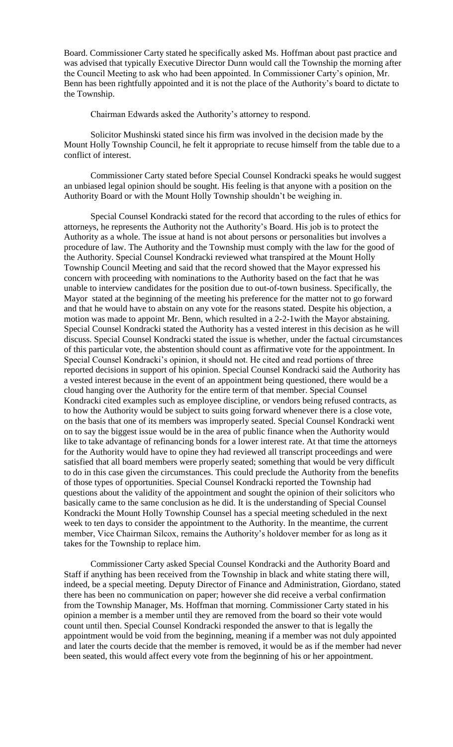Board. Commissioner Carty stated he specifically asked Ms. Hoffman about past practice and was advised that typically Executive Director Dunn would call the Township the morning after the Council Meeting to ask who had been appointed. In Commissioner Carty's opinion, Mr. Benn has been rightfully appointed and it is not the place of the Authority's board to dictate to the Township.

Chairman Edwards asked the Authority's attorney to respond.

Solicitor Mushinski stated since his firm was involved in the decision made by the Mount Holly Township Council, he felt it appropriate to recuse himself from the table due to a conflict of interest.

Commissioner Carty stated before Special Counsel Kondracki speaks he would suggest an unbiased legal opinion should be sought. His feeling is that anyone with a position on the Authority Board or with the Mount Holly Township shouldn't be weighing in.

Special Counsel Kondracki stated for the record that according to the rules of ethics for attorneys, he represents the Authority not the Authority's Board. His job is to protect the Authority as a whole. The issue at hand is not about persons or personalities but involves a procedure of law. The Authority and the Township must comply with the law for the good of the Authority. Special Counsel Kondracki reviewed what transpired at the Mount Holly Township Council Meeting and said that the record showed that the Mayor expressed his concern with proceeding with nominations to the Authority based on the fact that he was unable to interview candidates for the position due to out-of-town business. Specifically, the Mayor stated at the beginning of the meeting his preference for the matter not to go forward and that he would have to abstain on any vote for the reasons stated. Despite his objection, a motion was made to appoint Mr. Benn, which resulted in a 2-2-1with the Mayor abstaining. Special Counsel Kondracki stated the Authority has a vested interest in this decision as he will discuss. Special Counsel Kondracki stated the issue is whether, under the factual circumstances of this particular vote, the abstention should count as affirmative vote for the appointment. In Special Counsel Kondracki's opinion, it should not. He cited and read portions of three reported decisions in support of his opinion. Special Counsel Kondracki said the Authority has a vested interest because in the event of an appointment being questioned, there would be a cloud hanging over the Authority for the entire term of that member. Special Counsel Kondracki cited examples such as employee discipline, or vendors being refused contracts, as to how the Authority would be subject to suits going forward whenever there is a close vote, on the basis that one of its members was improperly seated. Special Counsel Kondracki went on to say the biggest issue would be in the area of public finance when the Authority would like to take advantage of refinancing bonds for a lower interest rate. At that time the attorneys for the Authority would have to opine they had reviewed all transcript proceedings and were satisfied that all board members were properly seated; something that would be very difficult to do in this case given the circumstances. This could preclude the Authority from the benefits of those types of opportunities. Special Counsel Kondracki reported the Township had questions about the validity of the appointment and sought the opinion of their solicitors who basically came to the same conclusion as he did. It is the understanding of Special Counsel Kondracki the Mount Holly Township Counsel has a special meeting scheduled in the next week to ten days to consider the appointment to the Authority. In the meantime, the current member, Vice Chairman Silcox, remains the Authority's holdover member for as long as it takes for the Township to replace him.

Commissioner Carty asked Special Counsel Kondracki and the Authority Board and Staff if anything has been received from the Township in black and white stating there will, indeed, be a special meeting. Deputy Director of Finance and Administration, Giordano, stated there has been no communication on paper; however she did receive a verbal confirmation from the Township Manager, Ms. Hoffman that morning. Commissioner Carty stated in his opinion a member is a member until they are removed from the board so their vote would count until then. Special Counsel Kondracki responded the answer to that is legally the appointment would be void from the beginning, meaning if a member was not duly appointed and later the courts decide that the member is removed, it would be as if the member had never been seated, this would affect every vote from the beginning of his or her appointment.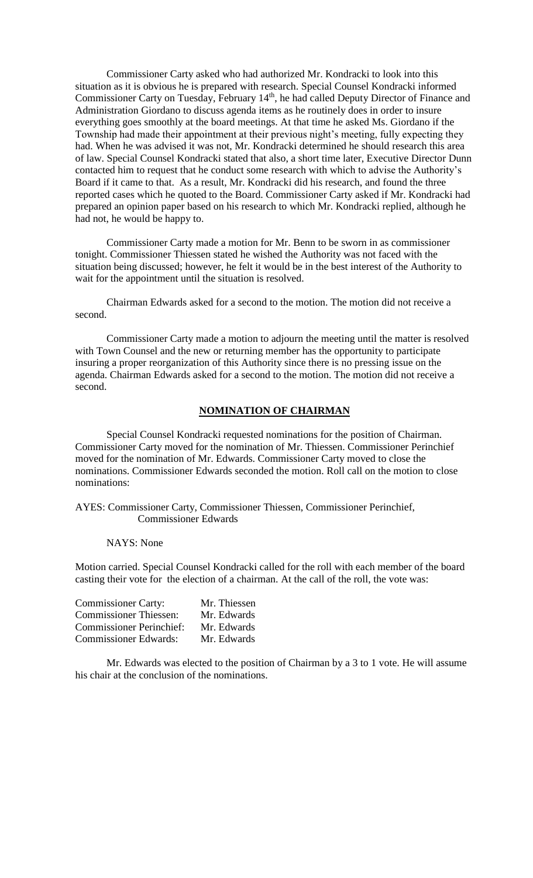Commissioner Carty asked who had authorized Mr. Kondracki to look into this situation as it is obvious he is prepared with research. Special Counsel Kondracki informed Commissioner Carty on Tuesday, February 14th, he had called Deputy Director of Finance and Administration Giordano to discuss agenda items as he routinely does in order to insure everything goes smoothly at the board meetings. At that time he asked Ms. Giordano if the Township had made their appointment at their previous night's meeting, fully expecting they had. When he was advised it was not, Mr. Kondracki determined he should research this area of law. Special Counsel Kondracki stated that also, a short time later, Executive Director Dunn contacted him to request that he conduct some research with which to advise the Authority's Board if it came to that. As a result, Mr. Kondracki did his research, and found the three reported cases which he quoted to the Board. Commissioner Carty asked if Mr. Kondracki had prepared an opinion paper based on his research to which Mr. Kondracki replied, although he had not, he would be happy to.

Commissioner Carty made a motion for Mr. Benn to be sworn in as commissioner tonight. Commissioner Thiessen stated he wished the Authority was not faced with the situation being discussed; however, he felt it would be in the best interest of the Authority to wait for the appointment until the situation is resolved.

Chairman Edwards asked for a second to the motion. The motion did not receive a second.

Commissioner Carty made a motion to adjourn the meeting until the matter is resolved with Town Counsel and the new or returning member has the opportunity to participate insuring a proper reorganization of this Authority since there is no pressing issue on the agenda. Chairman Edwards asked for a second to the motion. The motion did not receive a second.

## NOMINATION OF CHAIRMAN

Special Counsel Kondracki requested nominations for the position of Chairman. Commissioner Carty moved for the nomination of Mr. Thiessen. Commissioner Perinchief moved for the nomination of Mr. Edwards. Commissioner Carty moved to close the nominations. Commissioner Edwards seconded the motion. Roll call on the motion to close nominations:

AYES: Commissioner Carty, Commissioner Thiessen, Commissioner Perinchief, Commissioner Edwards

NAYS: None

Motion carried. Special Counsel Kondracki called for the roll with each member of the board casting their vote for the election of a chairman. At the call of the roll, the vote was:

| | |
|---|---|
| Commissioner Carty: | Mr. Thiessen |
| Commissioner Thiessen: | Mr. Edwards |
| Commissioner Perinchief: | Mr. Edwards |
| Commissioner Edwards: | Mr. Edwards |

Mr. Edwards was elected to the position of Chairman by a 3 to 1 vote. He will assume his chair at the conclusion of the nominations.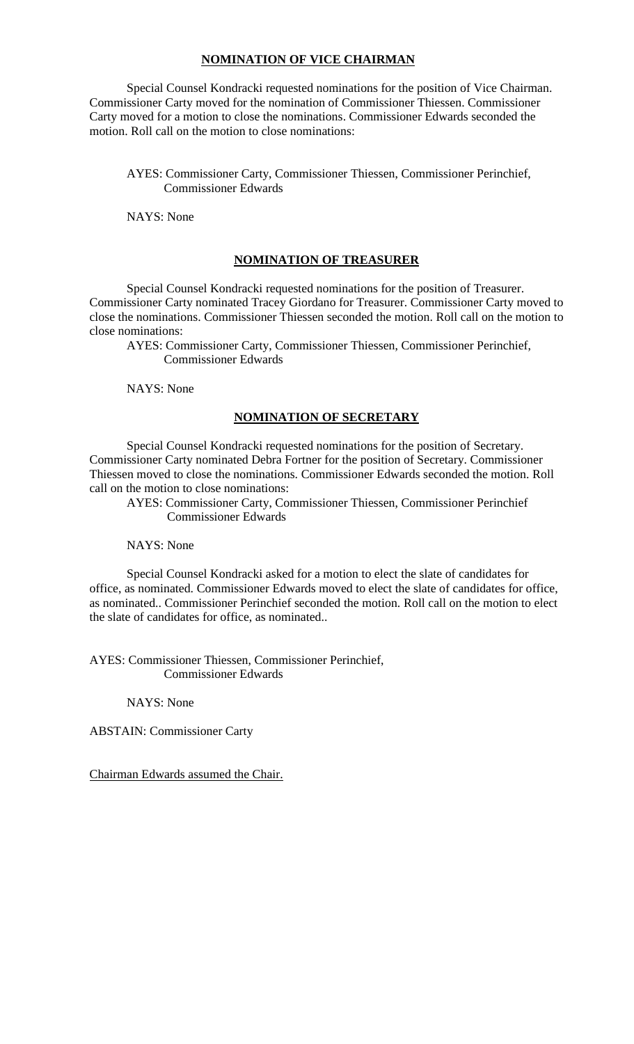## NOMINATION OF VICE CHAIRMAN

Special Counsel Kondracki requested nominations for the position of Vice Chairman. Commissioner Carty moved for the nomination of Commissioner Thiessen. Commissioner Carty moved for a motion to close the nominations. Commissioner Edwards seconded the motion. Roll call on the motion to close nominations:

AYES: Commissioner Carty, Commissioner Thiessen, Commissioner Perinchief, Commissioner Edwards

NAYS: None

## NOMINATION OF TREASURER

Special Counsel Kondracki requested nominations for the position of Treasurer. Commissioner Carty nominated Tracey Giordano for Treasurer. Commissioner Carty moved to close the nominations. Commissioner Thiessen seconded the motion. Roll call on the motion to close nominations:

AYES: Commissioner Carty, Commissioner Thiessen, Commissioner Perinchief, Commissioner Edwards

NAYS: None

## NOMINATION OF SECRETARY

Special Counsel Kondracki requested nominations for the position of Secretary. Commissioner Carty nominated Debra Fortner for the position of Secretary. Commissioner Thiessen moved to close the nominations. Commissioner Edwards seconded the motion. Roll call on the motion to close nominations:

AYES: Commissioner Carty, Commissioner Thiessen, Commissioner Perinchief Commissioner Edwards

NAYS: None

Special Counsel Kondracki asked for a motion to elect the slate of candidates for office, as nominated. Commissioner Edwards moved to elect the slate of candidates for office, as nominated.. Commissioner Perinchief seconded the motion. Roll call on the motion to elect the slate of candidates for office, as nominated..

AYES: Commissioner Thiessen, Commissioner Perinchief, Commissioner Edwards

NAYS: None

ABSTAIN: Commissioner Carty

Chairman Edwards assumed the Chair.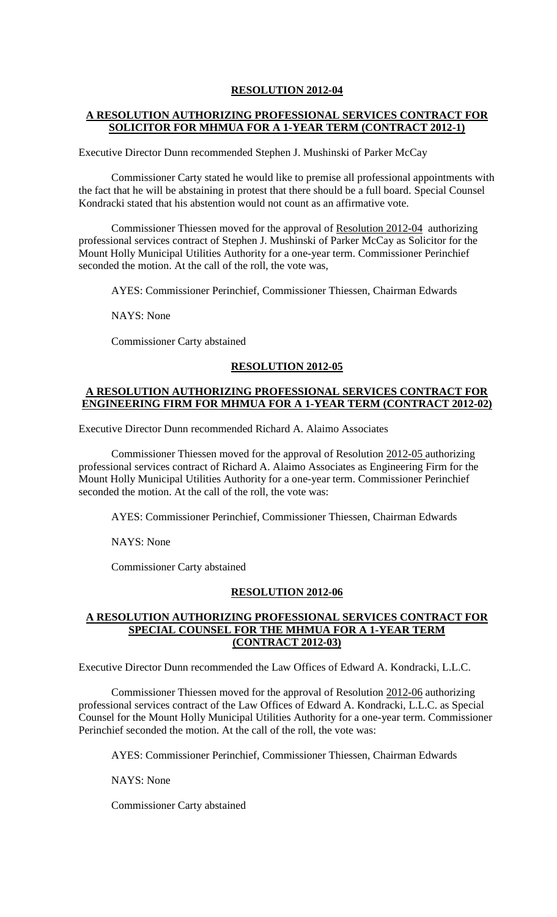**RESOLUTION 2012-04**

**A RESOLUTION AUTHORIZING PROFESSIONAL SERVICES CONTRACT FOR SOLICITOR FOR MHMUA FOR A 1-YEAR TERM (CONTRACT 2012-1)**

Executive Director Dunn recommended Stephen J. Mushinski of Parker McCay

Commissioner Carty stated he would like to premise all professional appointments with the fact that he will be abstaining in protest that there should be a full board. Special Counsel Kondracki stated that his abstention would not count as an affirmative vote.

Commissioner Thiessen moved for the approval of Resolution 2012-04 authorizing professional services contract of Stephen J. Mushinski of Parker McCay as Solicitor for the Mount Holly Municipal Utilities Authority for a one-year term. Commissioner Perinchief seconded the motion. At the call of the roll, the vote was,

AYES: Commissioner Perinchief, Commissioner Thiessen, Chairman Edwards

NAYS: None

Commissioner Carty abstained

**RESOLUTION 2012-05**

**A RESOLUTION AUTHORIZING PROFESSIONAL SERVICES CONTRACT FOR ENGINEERING FIRM FOR MHMUA FOR A 1-YEAR TERM (CONTRACT 2012-02)**

Executive Director Dunn recommended Richard A. Alaimo Associates

Commissioner Thiessen moved for the approval of Resolution 2012-05 authorizing professional services contract of Richard A. Alaimo Associates as Engineering Firm for the Mount Holly Municipal Utilities Authority for a one-year term. Commissioner Perinchief seconded the motion. At the call of the roll, the vote was:

AYES: Commissioner Perinchief, Commissioner Thiessen, Chairman Edwards

NAYS: None

Commissioner Carty abstained

**RESOLUTION 2012-06**

**A RESOLUTION AUTHORIZING PROFESSIONAL SERVICES CONTRACT FOR SPECIAL COUNSEL FOR THE MHMUA FOR A 1-YEAR TERM (CONTRACT 2012-03)**

Executive Director Dunn recommended the Law Offices of Edward A. Kondracki, L.L.C.

Commissioner Thiessen moved for the approval of Resolution 2012-06 authorizing professional services contract of the Law Offices of Edward A. Kondracki, L.L.C. as Special Counsel for the Mount Holly Municipal Utilities Authority for a one-year term. Commissioner Perinchief seconded the motion. At the call of the roll, the vote was:

AYES: Commissioner Perinchief, Commissioner Thiessen, Chairman Edwards

NAYS: None

Commissioner Carty abstained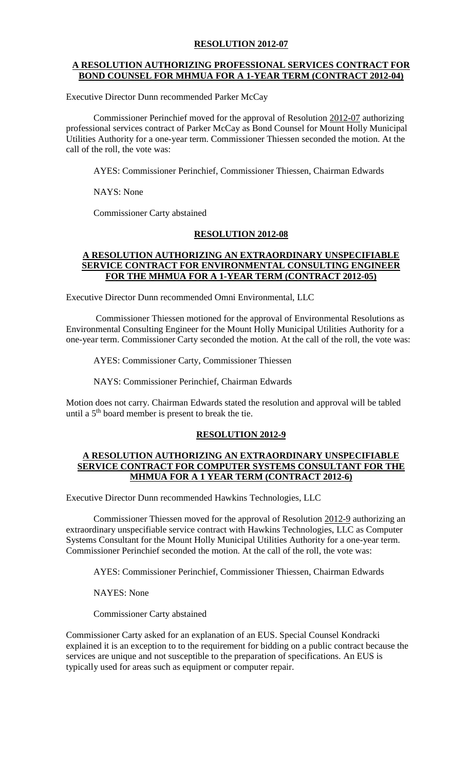**RESOLUTION 2012-07**

**A RESOLUTION AUTHORIZING PROFESSIONAL SERVICES CONTRACT FOR BOND COUNSEL FOR MHMUA FOR A 1-YEAR TERM (CONTRACT 2012-04)**

Executive Director Dunn recommended Parker McCay

Commissioner Perinchief moved for the approval of Resolution 2012-07 authorizing professional services contract of Parker McCay as Bond Counsel for Mount Holly Municipal Utilities Authority for a one-year term. Commissioner Thiessen seconded the motion. At the call of the roll, the vote was:

AYES: Commissioner Perinchief, Commissioner Thiessen, Chairman Edwards

NAYS: None

Commissioner Carty abstained

**RESOLUTION 2012-08**

**A RESOLUTION AUTHORIZING AN EXTRAORDINARY UNSPECIFIABLE SERVICE CONTRACT FOR ENVIRONMENTAL CONSULTING ENGINEER FOR THE MHMUA FOR A 1-YEAR TERM (CONTRACT 2012-05)**

Executive Director Dunn recommended Omni Environmental, LLC

Commissioner Thiessen motioned for the approval of Environmental Resolutions as Environmental Consulting Engineer for the Mount Holly Municipal Utilities Authority for a one-year term. Commissioner Carty seconded the motion. At the call of the roll, the vote was:

AYES: Commissioner Carty, Commissioner Thiessen

NAYS: Commissioner Perinchief, Chairman Edwards

Motion does not carry. Chairman Edwards stated the resolution and approval will be tabled until a 5th board member is present to break the tie.

**RESOLUTION 2012-9**

**A RESOLUTION AUTHORIZING AN EXTRAORDINARY UNSPECIFIABLE SERVICE CONTRACT FOR COMPUTER SYSTEMS CONSULTANT FOR THE MHMUA FOR A 1 YEAR TERM (CONTRACT 2012-6)**

Executive Director Dunn recommended Hawkins Technologies, LLC

Commissioner Thiessen moved for the approval of Resolution 2012-9 authorizing an extraordinary unspecifiable service contract with Hawkins Technologies, LLC as Computer Systems Consultant for the Mount Holly Municipal Utilities Authority for a one-year term. Commissioner Perinchief seconded the motion. At the call of the roll, the vote was:

AYES: Commissioner Perinchief, Commissioner Thiessen, Chairman Edwards

NAYES: None

Commissioner Carty abstained

Commissioner Carty asked for an explanation of an EUS. Special Counsel Kondracki explained it is an exception to to the requirement for bidding on a public contract because the services are unique and not susceptible to the preparation of specifications. An EUS is typically used for areas such as equipment or computer repair.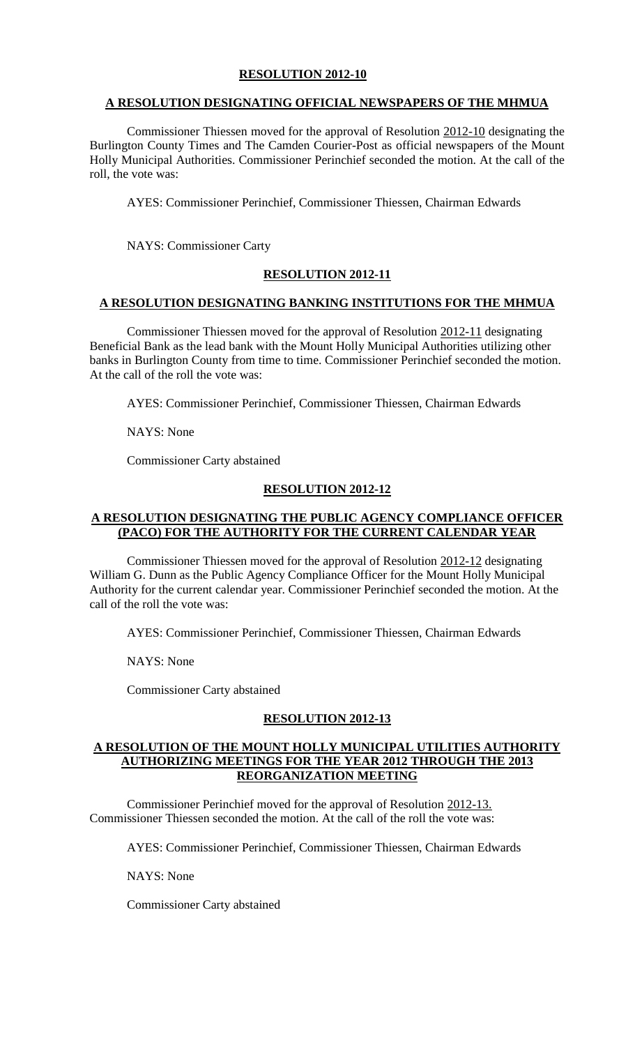## **RESOLUTION 2012-10**

### **A RESOLUTION DESIGNATING OFFICIAL NEWSPAPERS OF THE MHMUA**

Commissioner Thiessen moved for the approval of Resolution 2012-10 designating the Burlington County Times and The Camden Courier-Post as official newspapers of the Mount Holly Municipal Authorities. Commissioner Perinchief seconded the motion. At the call of the roll, the vote was:

AYES: Commissioner Perinchief, Commissioner Thiessen, Chairman Edwards

NAYS: Commissioner Carty

## **RESOLUTION 2012-11**

### **A RESOLUTION DESIGNATING BANKING INSTITUTIONS FOR THE MHMUA**

Commissioner Thiessen moved for the approval of Resolution 2012-11 designating Beneficial Bank as the lead bank with the Mount Holly Municipal Authorities utilizing other banks in Burlington County from time to time. Commissioner Perinchief seconded the motion. At the call of the roll the vote was:

AYES: Commissioner Perinchief, Commissioner Thiessen, Chairman Edwards

NAYS: None

Commissioner Carty abstained

## **RESOLUTION 2012-12**

### **A RESOLUTION DESIGNATING THE PUBLIC AGENCY COMPLIANCE OFFICER (PACO) FOR THE AUTHORITY FOR THE CURRENT CALENDAR YEAR**

Commissioner Thiessen moved for the approval of Resolution 2012-12 designating William G. Dunn as the Public Agency Compliance Officer for the Mount Holly Municipal Authority for the current calendar year. Commissioner Perinchief seconded the motion. At the call of the roll the vote was:

AYES: Commissioner Perinchief, Commissioner Thiessen, Chairman Edwards

NAYS: None

Commissioner Carty abstained

## **RESOLUTION 2012-13**

### **A RESOLUTION OF THE MOUNT HOLLY MUNICIPAL UTILITIES AUTHORITY AUTHORIZING MEETINGS FOR THE YEAR 2012 THROUGH THE 2013 REORGANIZATION MEETING**

Commissioner Perinchief moved for the approval of Resolution 2012-13. Commissioner Thiessen seconded the motion. At the call of the roll the vote was:

AYES: Commissioner Perinchief, Commissioner Thiessen, Chairman Edwards

NAYS: None

Commissioner Carty abstained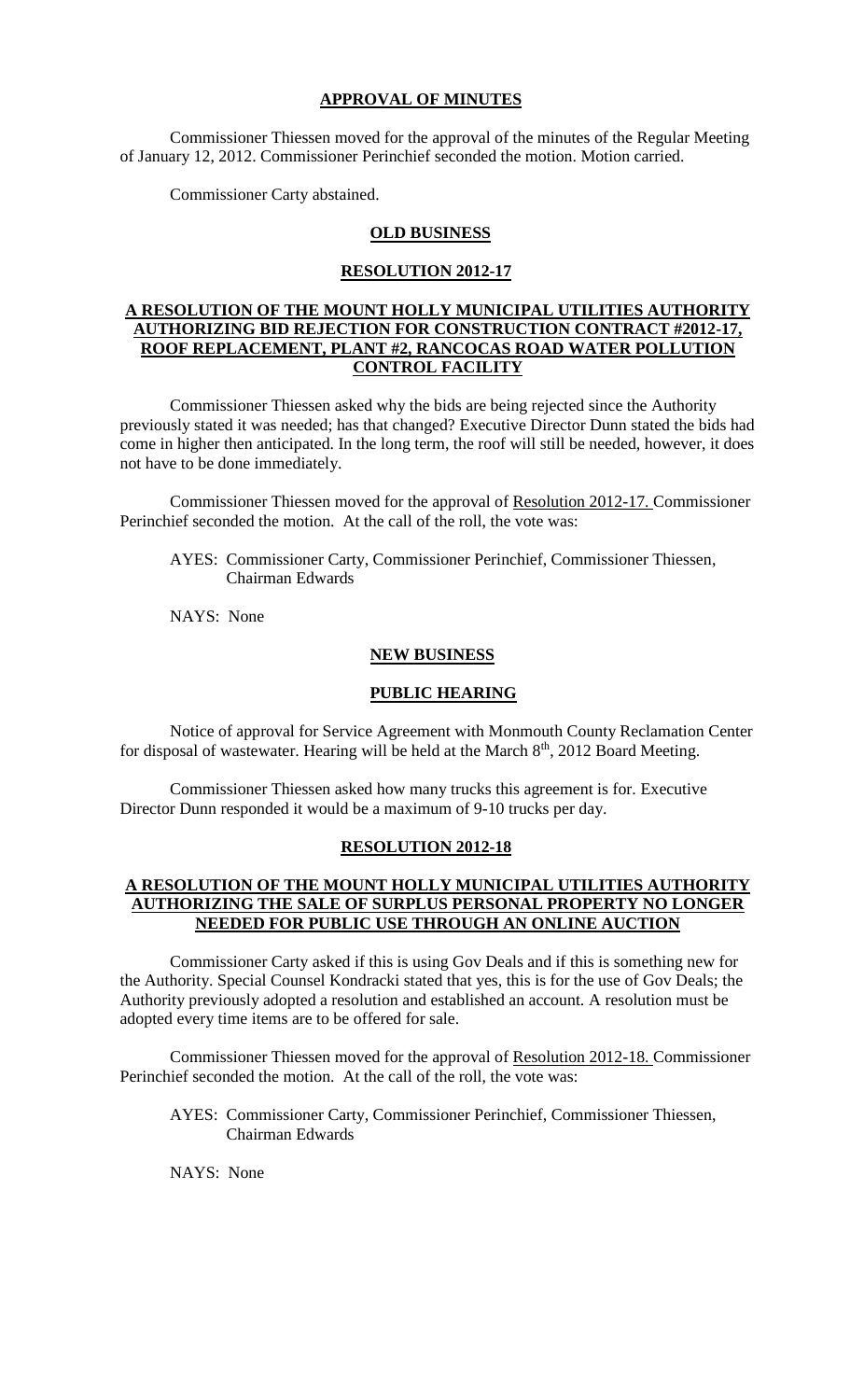## APPROVAL OF MINUTES

Commissioner Thiessen moved for the approval of the minutes of the Regular Meeting of January 12, 2012. Commissioner Perinchief seconded the motion. Motion carried.

Commissioner Carty abstained.

## OLD BUSINESS

### RESOLUTION 2012-17

### A RESOLUTION OF THE MOUNT HOLLY MUNICIPAL UTILITIES AUTHORITY AUTHORIZING BID REJECTION FOR CONSTRUCTION CONTRACT #2012-17, ROOF REPLACEMENT, PLANT #2, RANCOCAS ROAD WATER POLLUTION CONTROL FACILITY

Commissioner Thiessen asked why the bids are being rejected since the Authority previously stated it was needed; has that changed? Executive Director Dunn stated the bids had come in higher then anticipated. In the long term, the roof will still be needed, however, it does not have to be done immediately.

Commissioner Thiessen moved for the approval of Resolution 2012-17. Commissioner Perinchief seconded the motion. At the call of the roll, the vote was:

AYES: Commissioner Carty, Commissioner Perinchief, Commissioner Thiessen, Chairman Edwards

NAYS: None

## NEW BUSINESS

### PUBLIC HEARING

Notice of approval for Service Agreement with Monmouth County Reclamation Center for disposal of wastewater. Hearing will be held at the March 8th, 2012 Board Meeting.

Commissioner Thiessen asked how many trucks this agreement is for. Executive Director Dunn responded it would be a maximum of 9-10 trucks per day.

### RESOLUTION 2012-18

### A RESOLUTION OF THE MOUNT HOLLY MUNICIPAL UTILITIES AUTHORITY AUTHORIZING THE SALE OF SURPLUS PERSONAL PROPERTY NO LONGER NEEDED FOR PUBLIC USE THROUGH AN ONLINE AUCTION

Commissioner Carty asked if this is using Gov Deals and if this is something new for the Authority. Special Counsel Kondracki stated that yes, this is for the use of Gov Deals; the Authority previously adopted a resolution and established an account. A resolution must be adopted every time items are to be offered for sale.

Commissioner Thiessen moved for the approval of Resolution 2012-18. Commissioner Perinchief seconded the motion. At the call of the roll, the vote was:

AYES: Commissioner Carty, Commissioner Perinchief, Commissioner Thiessen, Chairman Edwards

NAYS: None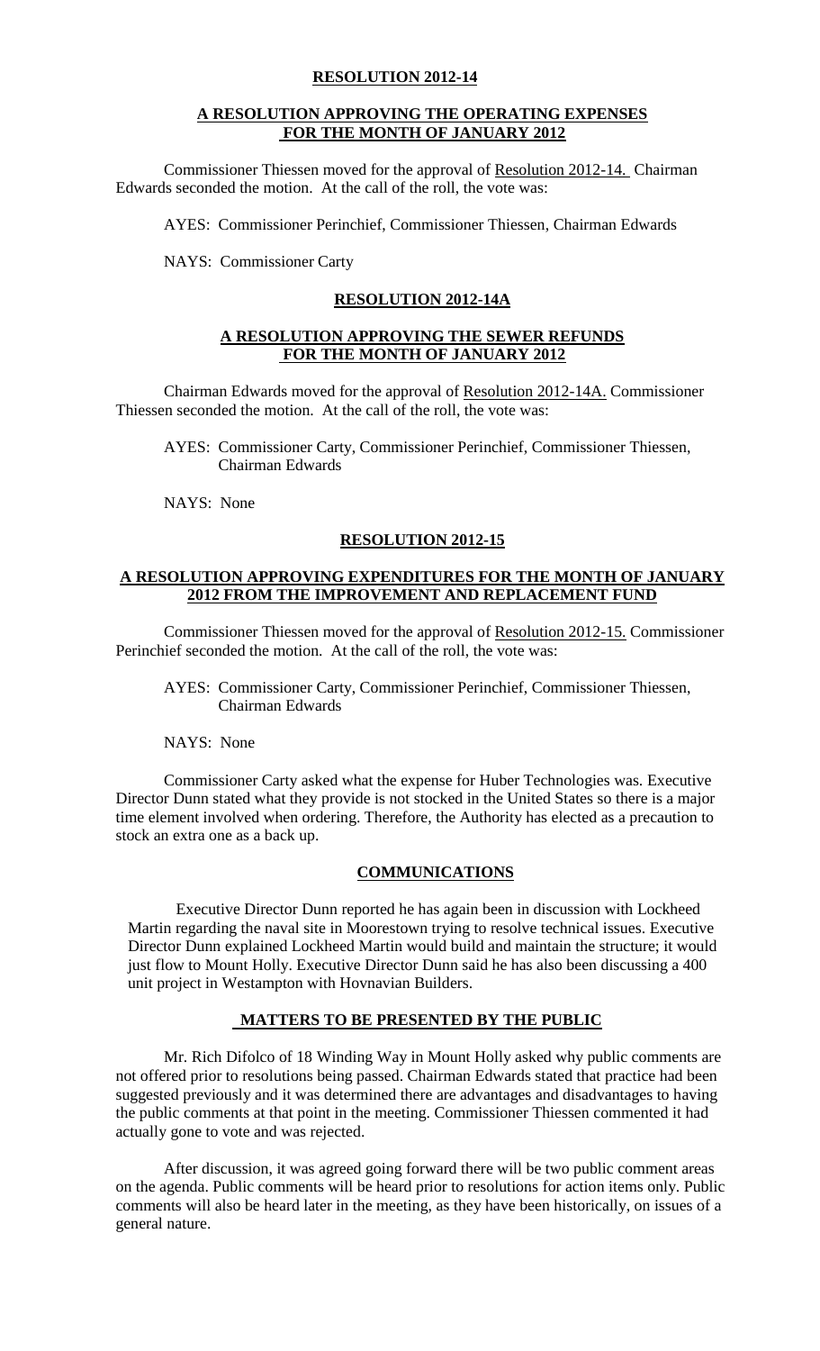**RESOLUTION 2012-14**

**A RESOLUTION APPROVING THE OPERATING EXPENSES FOR THE MONTH OF JANUARY 2012**

Commissioner Thiessen moved for the approval of Resolution 2012-14. Chairman Edwards seconded the motion. At the call of the roll, the vote was:

AYES: Commissioner Perinchief, Commissioner Thiessen, Chairman Edwards

NAYS: Commissioner Carty

**RESOLUTION 2012-14A**

**A RESOLUTION APPROVING THE SEWER REFUNDS FOR THE MONTH OF JANUARY 2012**

Chairman Edwards moved for the approval of Resolution 2012-14A. Commissioner Thiessen seconded the motion. At the call of the roll, the vote was:

AYES: Commissioner Carty, Commissioner Perinchief, Commissioner Thiessen, Chairman Edwards

NAYS: None

**RESOLUTION 2012-15**

**A RESOLUTION APPROVING EXPENDITURES FOR THE MONTH OF JANUARY 2012 FROM THE IMPROVEMENT AND REPLACEMENT FUND**

Commissioner Thiessen moved for the approval of Resolution 2012-15. Commissioner Perinchief seconded the motion. At the call of the roll, the vote was:

AYES: Commissioner Carty, Commissioner Perinchief, Commissioner Thiessen, Chairman Edwards

NAYS: None

Commissioner Carty asked what the expense for Huber Technologies was. Executive Director Dunn stated what they provide is not stocked in the United States so there is a major time element involved when ordering. Therefore, the Authority has elected as a precaution to stock an extra one as a back up.

**COMMUNICATIONS**

Executive Director Dunn reported he has again been in discussion with Lockheed Martin regarding the naval site in Moorestown trying to resolve technical issues. Executive Director Dunn explained Lockheed Martin would build and maintain the structure; it would just flow to Mount Holly. Executive Director Dunn said he has also been discussing a 400 unit project in Westampton with Hovnavian Builders.

**MATTERS TO BE PRESENTED BY THE PUBLIC**

Mr. Rich Difolco of 18 Winding Way in Mount Holly asked why public comments are not offered prior to resolutions being passed. Chairman Edwards stated that practice had been suggested previously and it was determined there are advantages and disadvantages to having the public comments at that point in the meeting. Commissioner Thiessen commented it had actually gone to vote and was rejected.

After discussion, it was agreed going forward there will be two public comment areas on the agenda. Public comments will be heard prior to resolutions for action items only. Public comments will also be heard later in the meeting, as they have been historically, on issues of a general nature.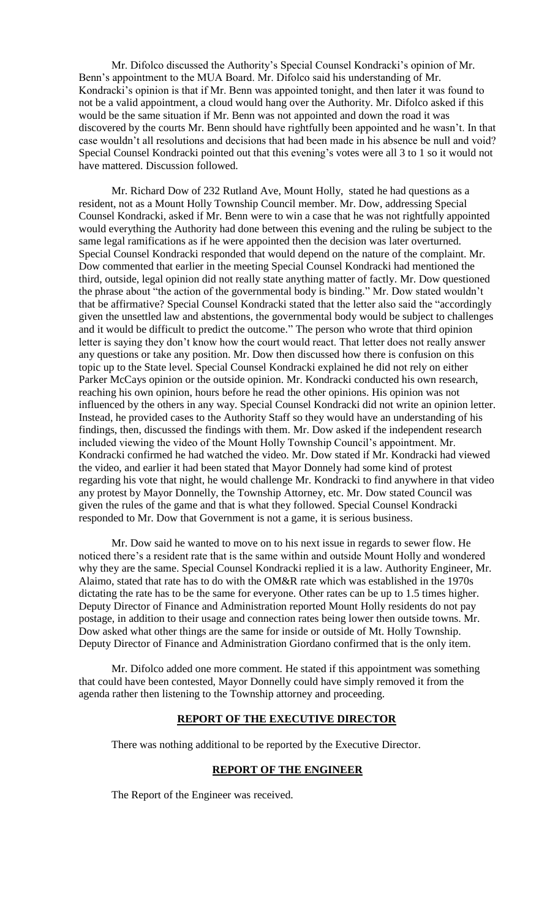Mr. Difolco discussed the Authority's Special Counsel Kondracki's opinion of Mr. Benn's appointment to the MUA Board. Mr. Difolco said his understanding of Mr. Kondracki's opinion is that if Mr. Benn was appointed tonight, and then later it was found to not be a valid appointment, a cloud would hang over the Authority. Mr. Difolco asked if this would be the same situation if Mr. Benn was not appointed and down the road it was discovered by the courts Mr. Benn should have rightfully been appointed and he wasn't. In that case wouldn't all resolutions and decisions that had been made in his absence be null and void? Special Counsel Kondracki pointed out that this evening's votes were all 3 to 1 so it would not have mattered. Discussion followed.

Mr. Richard Dow of 232 Rutland Ave, Mount Holly, stated he had questions as a resident, not as a Mount Holly Township Council member. Mr. Dow, addressing Special Counsel Kondracki, asked if Mr. Benn were to win a case that he was not rightfully appointed would everything the Authority had done between this evening and the ruling be subject to the same legal ramifications as if he were appointed then the decision was later overturned. Special Counsel Kondracki responded that would depend on the nature of the complaint. Mr. Dow commented that earlier in the meeting Special Counsel Kondracki had mentioned the third, outside, legal opinion did not really state anything matter of factly. Mr. Dow questioned the phrase about "the action of the governmental body is binding." Mr. Dow stated wouldn't that be affirmative? Special Counsel Kondracki stated that the letter also said the "accordingly given the unsettled law and abstentions, the governmental body would be subject to challenges and it would be difficult to predict the outcome." The person who wrote that third opinion letter is saying they don't know how the court would react. That letter does not really answer any questions or take any position. Mr. Dow then discussed how there is confusion on this topic up to the State level. Special Counsel Kondracki explained he did not rely on either Parker McCays opinion or the outside opinion. Mr. Kondracki conducted his own research, reaching his own opinion, hours before he read the other opinions. His opinion was not influenced by the others in any way. Special Counsel Kondracki did not write an opinion letter. Instead, he provided cases to the Authority Staff so they would have an understanding of his findings, then, discussed the findings with them. Mr. Dow asked if the independent research included viewing the video of the Mount Holly Township Council's appointment. Mr. Kondracki confirmed he had watched the video. Mr. Dow stated if Mr. Kondracki had viewed the video, and earlier it had been stated that Mayor Donnely had some kind of protest regarding his vote that night, he would challenge Mr. Kondracki to find anywhere in that video any protest by Mayor Donnelly, the Township Attorney, etc. Mr. Dow stated Council was given the rules of the game and that is what they followed. Special Counsel Kondracki responded to Mr. Dow that Government is not a game, it is serious business.

Mr. Dow said he wanted to move on to his next issue in regards to sewer flow. He noticed there's a resident rate that is the same within and outside Mount Holly and wondered why they are the same. Special Counsel Kondracki replied it is a law. Authority Engineer, Mr. Alaimo, stated that rate has to do with the OM&R rate which was established in the 1970s dictating the rate has to be the same for everyone. Other rates can be up to 1.5 times higher. Deputy Director of Finance and Administration reported Mount Holly residents do not pay postage, in addition to their usage and connection rates being lower then outside towns. Mr. Dow asked what other things are the same for inside or outside of Mt. Holly Township. Deputy Director of Finance and Administration Giordano confirmed that is the only item.

Mr. Difolco added one more comment. He stated if this appointment was something that could have been contested, Mayor Donnelly could have simply removed it from the agenda rather then listening to the Township attorney and proceeding.

## REPORT OF THE EXECUTIVE DIRECTOR

There was nothing additional to be reported by the Executive Director.

## REPORT OF THE ENGINEER

The Report of the Engineer was received.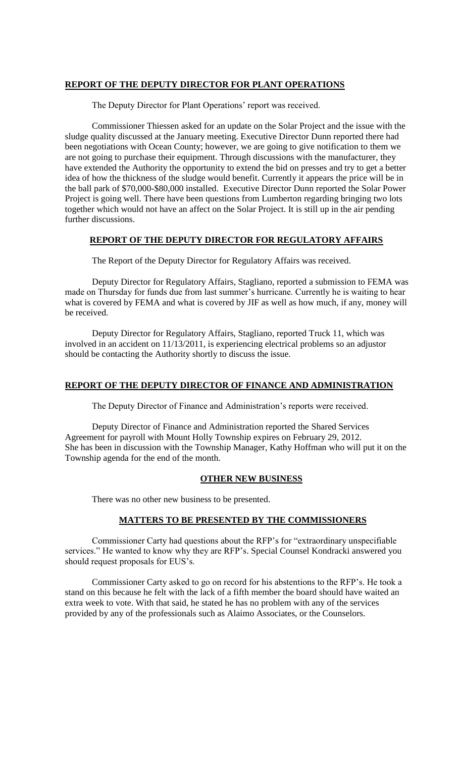## REPORT OF THE DEPUTY DIRECTOR FOR PLANT OPERATIONS

The Deputy Director for Plant Operations' report was received.

Commissioner Thiessen asked for an update on the Solar Project and the issue with the sludge quality discussed at the January meeting. Executive Director Dunn reported there had been negotiations with Ocean County; however, we are going to give notification to them we are not going to purchase their equipment. Through discussions with the manufacturer, they have extended the Authority the opportunity to extend the bid on presses and try to get a better idea of how the thickness of the sludge would benefit. Currently it appears the price will be in the ball park of \$70,000-\$80,000 installed. Executive Director Dunn reported the Solar Power Project is going well. There have been questions from Lumberton regarding bringing two lots together which would not have an affect on the Solar Project. It is still up in the air pending further discussions.

## REPORT OF THE DEPUTY DIRECTOR FOR REGULATORY AFFAIRS

The Report of the Deputy Director for Regulatory Affairs was received.

Deputy Director for Regulatory Affairs, Stagliano, reported a submission to FEMA was made on Thursday for funds due from last summer's hurricane. Currently he is waiting to hear what is covered by FEMA and what is covered by JIF as well as how much, if any, money will be received.

Deputy Director for Regulatory Affairs, Stagliano, reported Truck 11, which was involved in an accident on 11/13/2011, is experiencing electrical problems so an adjustor should be contacting the Authority shortly to discuss the issue.

## REPORT OF THE DEPUTY DIRECTOR OF FINANCE AND ADMINISTRATION

The Deputy Director of Finance and Administration's reports were received.

Deputy Director of Finance and Administration reported the Shared Services Agreement for payroll with Mount Holly Township expires on February 29, 2012. She has been in discussion with the Township Manager, Kathy Hoffman who will put it on the Township agenda for the end of the month.

## OTHER NEW BUSINESS

There was no other new business to be presented.

## MATTERS TO BE PRESENTED BY THE COMMISSIONERS

Commissioner Carty had questions about the RFP's for "extraordinary unspecifiable services." He wanted to know why they are RFP's. Special Counsel Kondracki answered you should request proposals for EUS's.

Commissioner Carty asked to go on record for his abstentions to the RFP's. He took a stand on this because he felt with the lack of a fifth member the board should have waited an extra week to vote. With that said, he stated he has no problem with any of the services provided by any of the professionals such as Alaimo Associates, or the Counselors.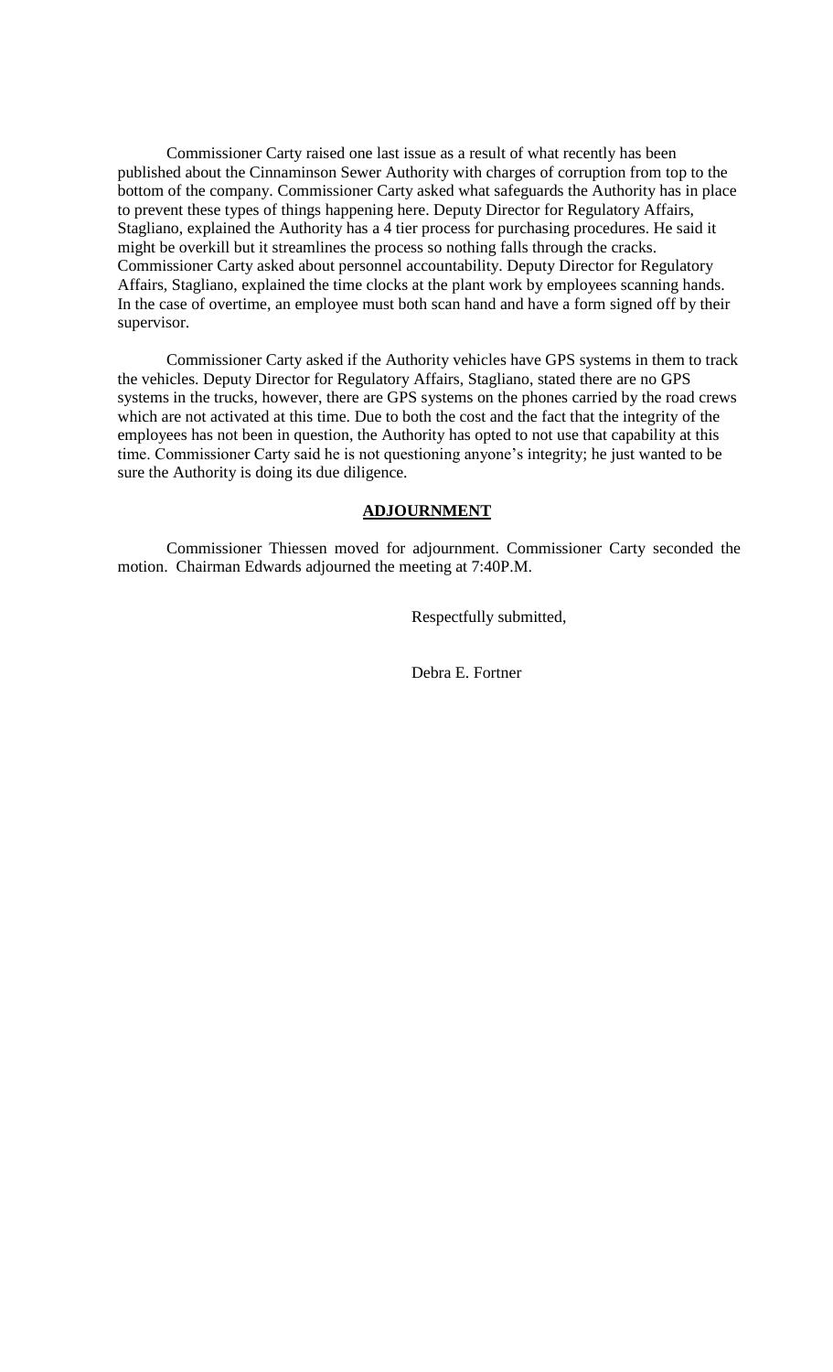Commissioner Carty raised one last issue as a result of what recently has been published about the Cinnaminson Sewer Authority with charges of corruption from top to the bottom of the company. Commissioner Carty asked what safeguards the Authority has in place to prevent these types of things happening here. Deputy Director for Regulatory Affairs, Stagliano, explained the Authority has a 4 tier process for purchasing procedures. He said it might be overkill but it streamlines the process so nothing falls through the cracks. Commissioner Carty asked about personnel accountability. Deputy Director for Regulatory Affairs, Stagliano, explained the time clocks at the plant work by employees scanning hands. In the case of overtime, an employee must both scan hand and have a form signed off by their supervisor.

Commissioner Carty asked if the Authority vehicles have GPS systems in them to track the vehicles. Deputy Director for Regulatory Affairs, Stagliano, stated there are no GPS systems in the trucks, however, there are GPS systems on the phones carried by the road crews which are not activated at this time. Due to both the cost and the fact that the integrity of the employees has not been in question, the Authority has opted to not use that capability at this time. Commissioner Carty said he is not questioning anyone's integrity; he just wanted to be sure the Authority is doing its due diligence.

## ADJOURNMENT

Commissioner Thiessen moved for adjournment. Commissioner Carty seconded the motion. Chairman Edwards adjourned the meeting at 7:40P.M.

Respectfully submitted,

Debra E. Fortner